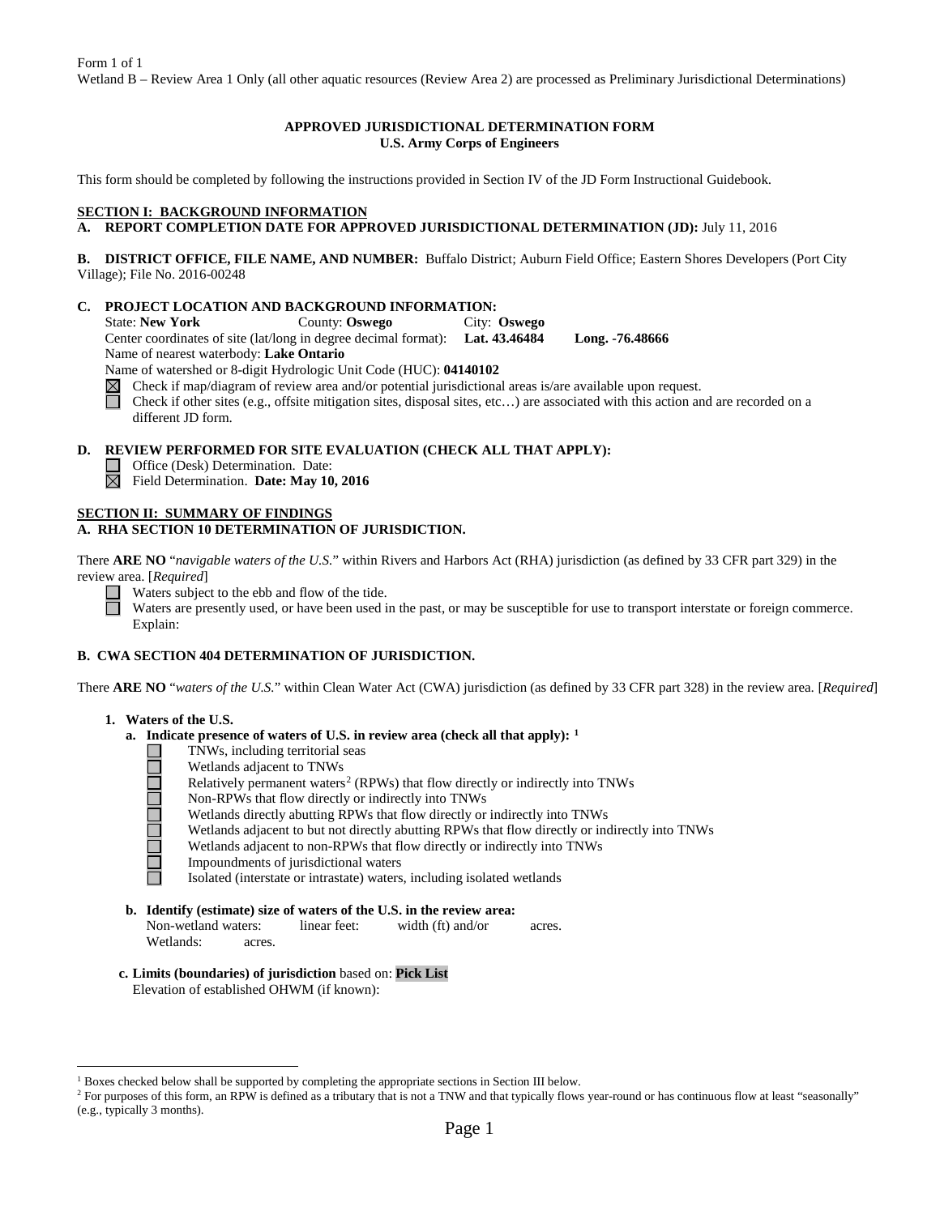Form 1 of 1

Wetland B – Review Area 1 Only (all other aquatic resources (Review Area 2) are processed as Preliminary Jurisdictional Determinations)

**APPROVED JURISDICTIONAL DETERMINATION FORM**
**U.S. Army Corps of Engineers**

This form should be completed by following the instructions provided in Section IV of the JD Form Instructional Guidebook.

## SECTION I: BACKGROUND INFORMATION

**A. REPORT COMPLETION DATE FOR APPROVED JURISDICTIONAL DETERMINATION (JD):** July 11, 2016

**B. DISTRICT OFFICE, FILE NAME, AND NUMBER:** Buffalo District; Auburn Field Office; Eastern Shores Developers (Port City Village); File No. 2016-00248

**C. PROJECT LOCATION AND BACKGROUND INFORMATION:**

State: **New York** County: **Oswego** City: **Oswego**

Center coordinates of site (lat/long in degree decimal format): **Lat. 43.46484** **Long. -76.48666**

Name of nearest waterbody: **Lake Ontario**

Name of watershed or 8-digit Hydrologic Unit Code (HUC): **04140102**

☒ Check if map/diagram of review area and/or potential jurisdictional areas is/are available upon request.

☐ Check if other sites (e.g., offsite mitigation sites, disposal sites, etc…) are associated with this action and are recorded on a different JD form.

**D. REVIEW PERFORMED FOR SITE EVALUATION (CHECK ALL THAT APPLY):**

☐ Office (Desk) Determination. Date:

☒ Field Determination. **Date: May 10, 2016**

## SECTION II: SUMMARY OF FINDINGS

**A. RHA SECTION 10 DETERMINATION OF JURISDICTION.**

There **ARE NO** "*navigable waters of the U.S.*" within Rivers and Harbors Act (RHA) jurisdiction (as defined by 33 CFR part 329) in the review area. [*Required*]

☐ Waters subject to the ebb and flow of the tide.

☐ Waters are presently used, or have been used in the past, or may be susceptible for use to transport interstate or foreign commerce. Explain:

**B. CWA SECTION 404 DETERMINATION OF JURISDICTION.**

There **ARE NO** "*waters of the U.S.*" within Clean Water Act (CWA) jurisdiction (as defined by 33 CFR part 328) in the review area. [*Required*]

**1. Waters of the U.S.**

**a. Indicate presence of waters of U.S. in review area (check all that apply): [1]**

☐ TNWs, including territorial seas

☐ Wetlands adjacent to TNWs

☐ Relatively permanent waters[2] (RPWs) that flow directly or indirectly into TNWs

☐ Non-RPWs that flow directly or indirectly into TNWs

☐ Wetlands directly abutting RPWs that flow directly or indirectly into TNWs

☐ Wetlands adjacent to but not directly abutting RPWs that flow directly or indirectly into TNWs

☐ Wetlands adjacent to non-RPWs that flow directly or indirectly into TNWs

☐ Impoundments of jurisdictional waters

☐ Isolated (interstate or intrastate) waters, including isolated wetlands

**b. Identify (estimate) size of waters of the U.S. in the review area:**

Non-wetland waters: linear feet: width (ft) and/or acres.

Wetlands: acres.

**c. Limits (boundaries) of jurisdiction** based on: **Pick List**

Elevation of established OHWM (if known):

---

[1] Boxes checked below shall be supported by completing the appropriate sections in Section III below.

[2] For purposes of this form, an RPW is defined as a tributary that is not a TNW and that typically flows year-round or has continuous flow at least "seasonally" (e.g., typically 3 months).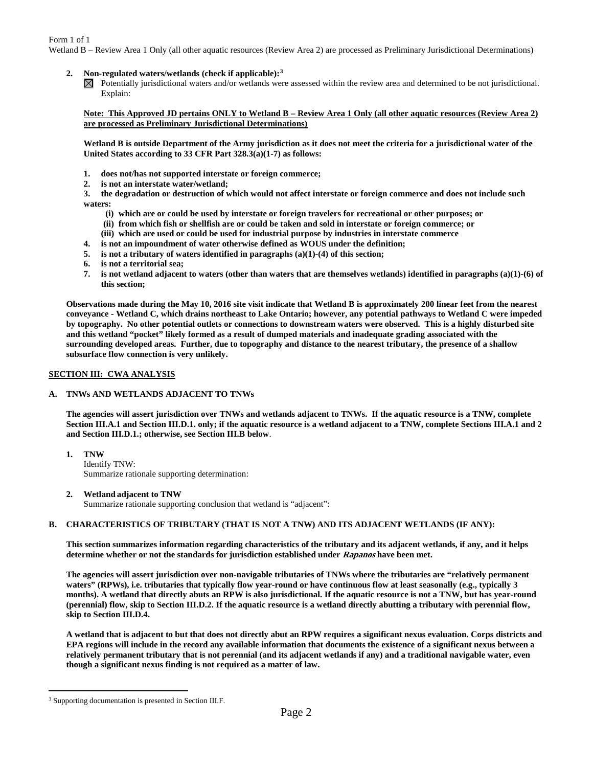Form 1 of 1
Wetland B – Review Area 1 Only (all other aquatic resources (Review Area 2) are processed as Preliminary Jurisdictional Determinations)

2. **Non-regulated waters/wetlands (check if applicable):**[3]

   ☒ Potentially jurisdictional waters and/or wetlands were assessed within the review area and determined to be not jurisdictional. Explain:

   **Note: This Approved JD pertains ONLY to Wetland B – Review Area 1 Only (all other aquatic resources (Review Area 2) are processed as Preliminary Jurisdictional Determinations)**

   **Wetland B is outside Department of the Army jurisdiction as it does not meet the criteria for a jurisdictional water of the United States according to 33 CFR Part 328.3(a)(1-7) as follows:**

   1. **does not/has not supported interstate or foreign commerce;**
   2. **is not an interstate water/wetland;**
   3. **the degradation or destruction of which would not affect interstate or foreign commerce and does not include such waters:**
      - **(i) which are or could be used by interstate or foreign travelers for recreational or other purposes; or**
      - **(ii) from which fish or shellfish are or could be taken and sold in interstate or foreign commerce; or**
      - **(iii) which are used or could be used for industrial purpose by industries in interstate commerce**
   4. **is not an impoundment of water otherwise defined as WOUS under the definition;**
   5. **is not a tributary of waters identified in paragraphs (a)(1)-(4) of this section;**
   6. **is not a territorial sea;**
   7. **is not wetland adjacent to waters (other than waters that are themselves wetlands) identified in paragraphs (a)(1)-(6) of this section;**

   **Observations made during the May 10, 2016 site visit indicate that Wetland B is approximately 200 linear feet from the nearest conveyance - Wetland C, which drains northeast to Lake Ontario; however, any potential pathways to Wetland C were impeded by topography. No other potential outlets or connections to downstream waters were observed. This is a highly disturbed site and this wetland "pocket" likely formed as a result of dumped materials and inadequate grading associated with the surrounding developed areas. Further, due to topography and distance to the nearest tributary, the presence of a shallow subsurface flow connection is very unlikely.**

## SECTION III: CWA ANALYSIS

### A. TNWs AND WETLANDS ADJACENT TO TNWs

**The agencies will assert jurisdiction over TNWs and wetlands adjacent to TNWs. If the aquatic resource is a TNW, complete Section III.A.1 and Section III.D.1. only; if the aquatic resource is a wetland adjacent to a TNW, complete Sections III.A.1 and 2 and Section III.D.1.; otherwise, see Section III.B below**.

1. **TNW**
   Identify TNW:
   Summarize rationale supporting determination:

2. **Wetland adjacent to TNW**
   Summarize rationale supporting conclusion that wetland is "adjacent":

### B. CHARACTERISTICS OF TRIBUTARY (THAT IS NOT A TNW) AND ITS ADJACENT WETLANDS (IF ANY):

**This section summarizes information regarding characteristics of the tributary and its adjacent wetlands, if any, and it helps determine whether or not the standards for jurisdiction established under *Rapanos* have been met.**

**The agencies will assert jurisdiction over non-navigable tributaries of TNWs where the tributaries are "relatively permanent waters" (RPWs), i.e. tributaries that typically flow year-round or have continuous flow at least seasonally (e.g., typically 3 months). A wetland that directly abuts an RPW is also jurisdictional. If the aquatic resource is not a TNW, but has year-round (perennial) flow, skip to Section III.D.2. If the aquatic resource is a wetland directly abutting a tributary with perennial flow, skip to Section III.D.4.**

**A wetland that is adjacent to but that does not directly abut an RPW requires a significant nexus evaluation. Corps districts and EPA regions will include in the record any available information that documents the existence of a significant nexus between a relatively permanent tributary that is not perennial (and its adjacent wetlands if any) and a traditional navigable water, even though a significant nexus finding is not required as a matter of law.**

---

[3] Supporting documentation is presented in Section III.F.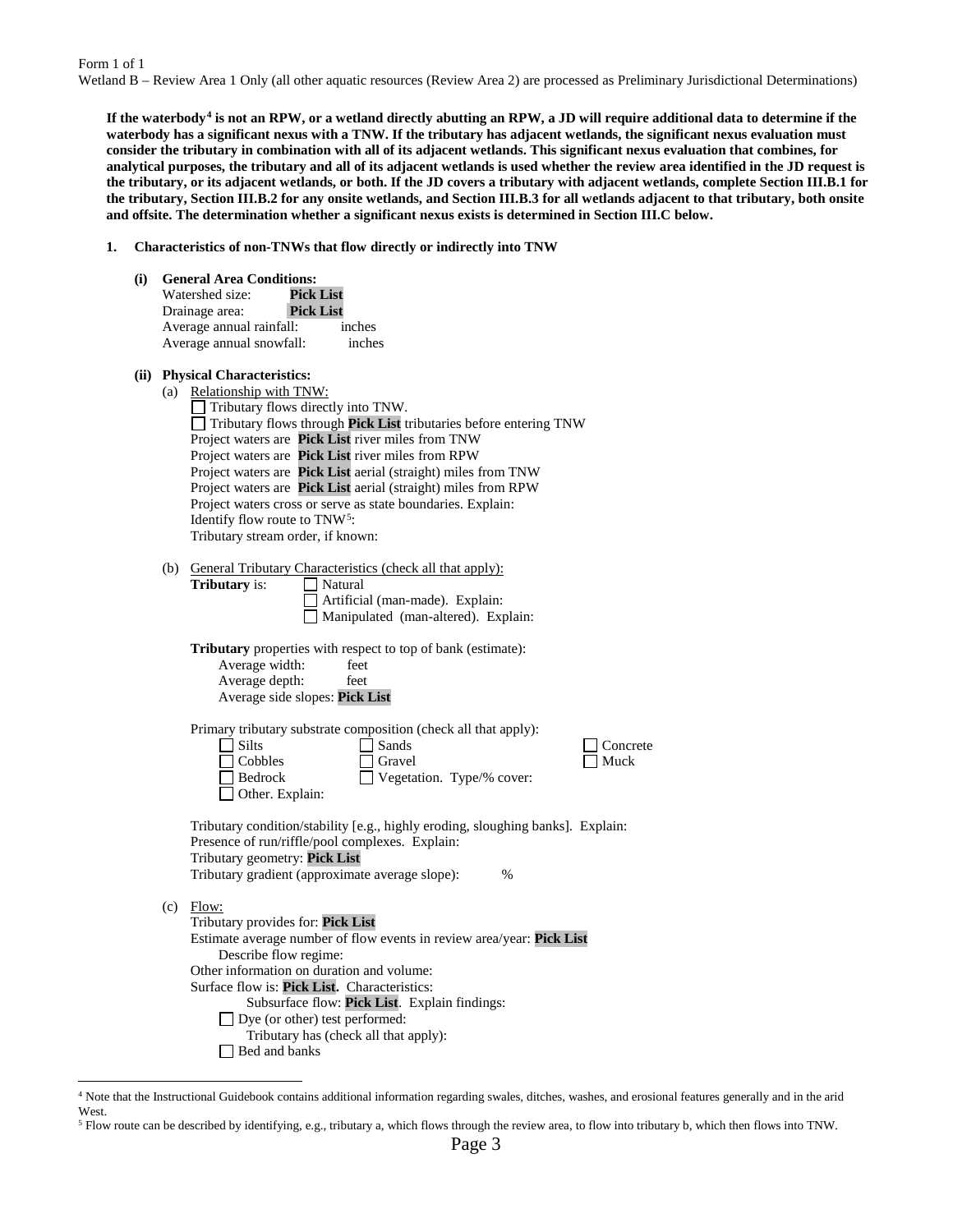Form 1 of 1

Wetland B – Review Area 1 Only (all other aquatic resources (Review Area 2) are processed as Preliminary Jurisdictional Determinations)

**If the waterbody[4] is not an RPW, or a wetland directly abutting an RPW, a JD will require additional data to determine if the waterbody has a significant nexus with a TNW. If the tributary has adjacent wetlands, the significant nexus evaluation must consider the tributary in combination with all of its adjacent wetlands. This significant nexus evaluation that combines, for analytical purposes, the tributary and all of its adjacent wetlands is used whether the review area identified in the JD request is the tributary, or its adjacent wetlands, or both. If the JD covers a tributary with adjacent wetlands, complete Section III.B.1 for the tributary, Section III.B.2 for any onsite wetlands, and Section III.B.3 for all wetlands adjacent to that tributary, both onsite and offsite. The determination whether a significant nexus exists is determined in Section III.C below.**

**1. Characteristics of non-TNWs that flow directly or indirectly into TNW**

**(i) General Area Conditions:**

Watershed size: **Pick List**
Drainage area: **Pick List**
Average annual rainfall: inches
Average annual snowfall: inches

**(ii) Physical Characteristics:**

(a) Relationship with TNW:

☐ Tributary flows directly into TNW.
☐ Tributary flows through **Pick List** tributaries before entering TNW
Project waters are **Pick List** river miles from TNW
Project waters are **Pick List** river miles from RPW
Project waters are **Pick List** aerial (straight) miles from TNW
Project waters are **Pick List** aerial (straight) miles from RPW
Project waters cross or serve as state boundaries. Explain:
Identify flow route to TNW[5]:
Tributary stream order, if known:

(b) General Tributary Characteristics (check all that apply):

**Tributary** is: ☐ Natural
☐ Artificial (man-made). Explain:
☐ Manipulated (man-altered). Explain:

**Tributary** properties with respect to top of bank (estimate):
Average width: feet
Average depth: feet
Average side slopes: **Pick List**

Primary tributary substrate composition (check all that apply):

☐ Silts ☐ Sands ☐ Concrete
☐ Cobbles ☐ Gravel ☐ Muck
☐ Bedrock ☐ Vegetation. Type/% cover:
☐ Other. Explain:

Tributary condition/stability [e.g., highly eroding, sloughing banks]. Explain:
Presence of run/riffle/pool complexes. Explain:
Tributary geometry: **Pick List**
Tributary gradient (approximate average slope): %

(c) Flow:

Tributary provides for: **Pick List**
Estimate average number of flow events in review area/year: **Pick List**
Describe flow regime:
Other information on duration and volume:
Surface flow is: **Pick List.** Characteristics:
Subsurface flow: **Pick List**. Explain findings:
☐ Dye (or other) test performed:
Tributary has (check all that apply):
☐ Bed and banks

---

[4] Note that the Instructional Guidebook contains additional information regarding swales, ditches, washes, and erosional features generally and in the arid West.

[5] Flow route can be described by identifying, e.g., tributary a, which flows through the review area, to flow into tributary b, which then flows into TNW.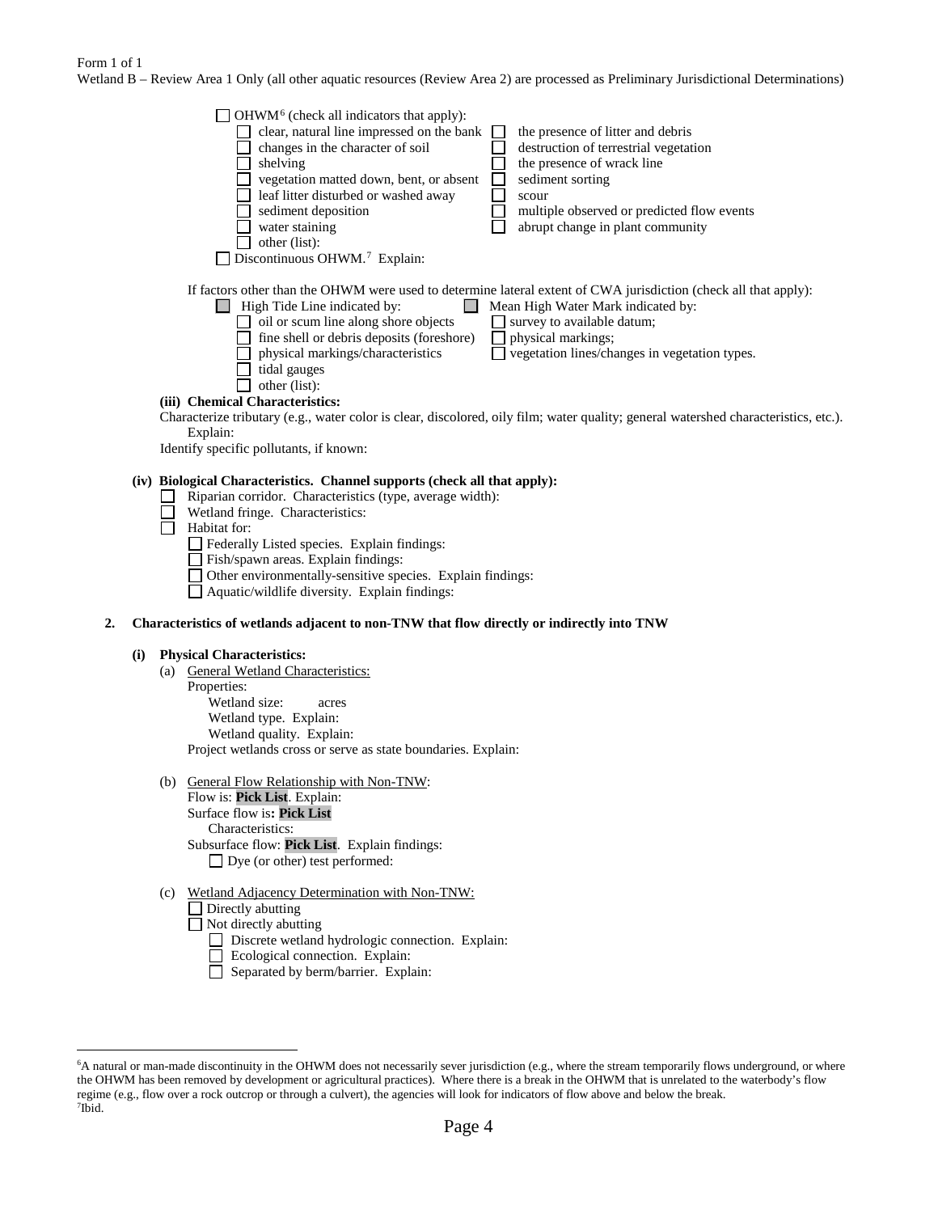☐ OHWM[6] (check all indicators that apply):

| | |
|---|---|
| ☐ clear, natural line impressed on the bank | ☐ the presence of litter and debris |
| ☐ changes in the character of soil | ☐ destruction of terrestrial vegetation |
| ☐ shelving | ☐ the presence of wrack line |
| ☐ vegetation matted down, bent, or absent | ☐ sediment sorting |
| ☐ leaf litter disturbed or washed away | ☐ scour |
| ☐ sediment deposition | ☐ multiple observed or predicted flow events |
| ☐ water staining | ☐ abrupt change in plant community |
| ☐ other (list): | |

☐ Discontinuous OHWM.[7] Explain:

If factors other than the OHWM were used to determine lateral extent of CWA jurisdiction (check all that apply):

| | |
|---|---|
| ☐ High Tide Line indicated by: | ☐ Mean High Water Mark indicated by: |
| ☐ oil or scum line along shore objects | ☐ survey to available datum; |
| ☐ fine shell or debris deposits (foreshore) | ☐ physical markings; |
| ☐ physical markings/characteristics | ☐ vegetation lines/changes in vegetation types. |
| ☐ tidal gauges | |
| ☐ other (list): | |

**(iii) Chemical Characteristics:**

Characterize tributary (e.g., water color is clear, discolored, oily film; water quality; general watershed characteristics, etc.). Explain:

Identify specific pollutants, if known:

**(iv) Biological Characteristics. Channel supports (check all that apply):**

- ☐ Riparian corridor. Characteristics (type, average width):
- ☐ Wetland fringe. Characteristics:
- ☐ Habitat for:
  - ☐ Federally Listed species. Explain findings:
  - ☐ Fish/spawn areas. Explain findings:
  - ☐ Other environmentally-sensitive species. Explain findings:
  - ☐ Aquatic/wildlife diversity. Explain findings:

**2. Characteristics of wetlands adjacent to non-TNW that flow directly or indirectly into TNW**

**(i) Physical Characteristics:**

(a) General Wetland Characteristics:

Properties:

Wetland size: acres

Wetland type. Explain:

Wetland quality. Explain:

Project wetlands cross or serve as state boundaries. Explain:

(b) General Flow Relationship with Non-TNW:

Flow is: **Pick List**. Explain:

Surface flow is**: Pick List**

Characteristics:

Subsurface flow: **Pick List**. Explain findings:

☐ Dye (or other) test performed:

(c) Wetland Adjacency Determination with Non-TNW:

- ☐ Directly abutting
- ☐ Not directly abutting
  - ☐ Discrete wetland hydrologic connection. Explain:
  - ☐ Ecological connection. Explain:
  - ☐ Separated by berm/barrier. Explain:

---

[6]A natural or man-made discontinuity in the OHWM does not necessarily sever jurisdiction (e.g., where the stream temporarily flows underground, or where the OHWM has been removed by development or agricultural practices). Where there is a break in the OHWM that is unrelated to the waterbody's flow regime (e.g., flow over a rock outcrop or through a culvert), the agencies will look for indicators of flow above and below the break.

[7]Ibid.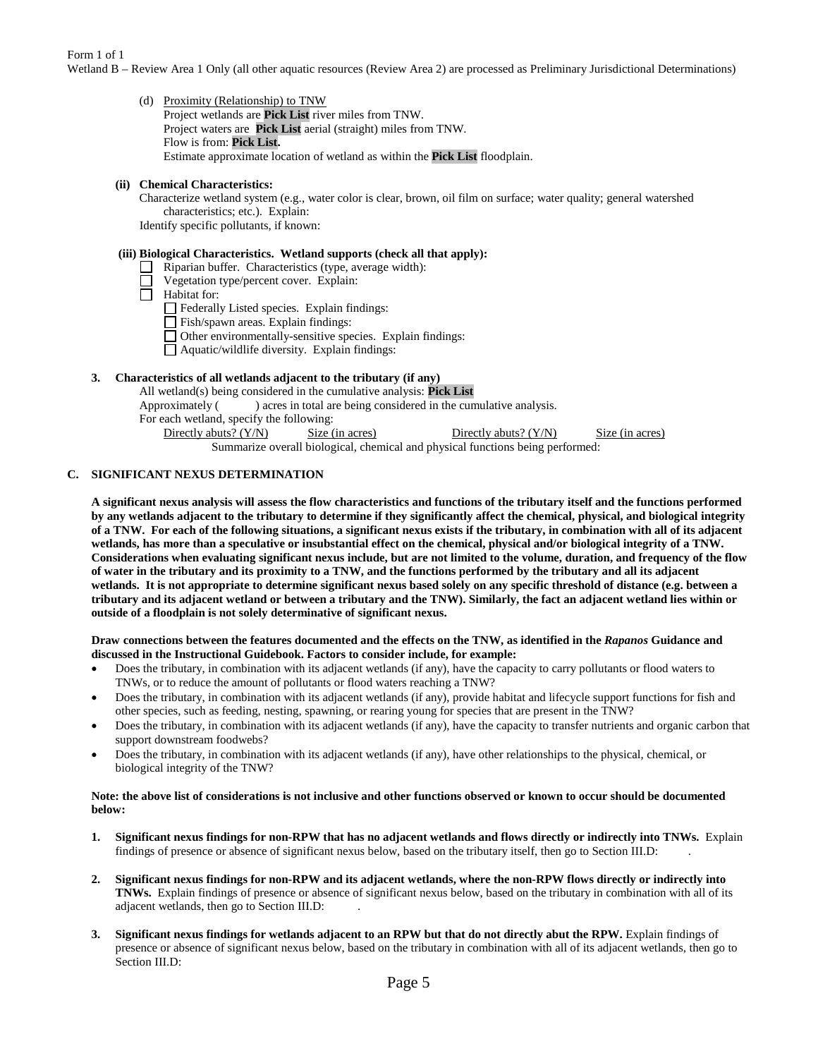Form 1 of 1
Wetland B – Review Area 1 Only (all other aquatic resources (Review Area 2) are processed as Preliminary Jurisdictional Determinations)

(d) Proximity (Relationship) to TNW
Project wetlands are **Pick List** river miles from TNW.
Project waters are **Pick List** aerial (straight) miles from TNW.
Flow is from: **Pick List.**
Estimate approximate location of wetland as within the **Pick List** floodplain.

**(ii) Chemical Characteristics:**
Characterize wetland system (e.g., water color is clear, brown, oil film on surface; water quality; general watershed characteristics; etc.). Explain:
Identify specific pollutants, if known:

**(iii) Biological Characteristics. Wetland supports (check all that apply):**

- ☐ Riparian buffer. Characteristics (type, average width):
- ☐ Vegetation type/percent cover. Explain:
- ☐ Habitat for:
  - ☐ Federally Listed species. Explain findings:
  - ☐ Fish/spawn areas. Explain findings:
  - ☐ Other environmentally-sensitive species. Explain findings:
  - ☐ Aquatic/wildlife diversity. Explain findings:

**3. Characteristics of all wetlands adjacent to the tributary (if any)**

All wetland(s) being considered in the cumulative analysis: **Pick List**
Approximately ( ) acres in total are being considered in the cumulative analysis.
For each wetland, specify the following:

| Directly abuts? (Y/N) | Size (in acres) | Directly abuts? (Y/N) | Size (in acres) |
|---|---|---|---|

Summarize overall biological, chemical and physical functions being performed:

## C. SIGNIFICANT NEXUS DETERMINATION

**A significant nexus analysis will assess the flow characteristics and functions of the tributary itself and the functions performed by any wetlands adjacent to the tributary to determine if they significantly affect the chemical, physical, and biological integrity of a TNW. For each of the following situations, a significant nexus exists if the tributary, in combination with all of its adjacent wetlands, has more than a speculative or insubstantial effect on the chemical, physical and/or biological integrity of a TNW. Considerations when evaluating significant nexus include, but are not limited to the volume, duration, and frequency of the flow of water in the tributary and its proximity to a TNW, and the functions performed by the tributary and all its adjacent wetlands. It is not appropriate to determine significant nexus based solely on any specific threshold of distance (e.g. between a tributary and its adjacent wetland or between a tributary and the TNW). Similarly, the fact an adjacent wetland lies within or outside of a floodplain is not solely determinative of significant nexus.**

**Draw connections between the features documented and the effects on the TNW, as identified in the *Rapanos* Guidance and discussed in the Instructional Guidebook. Factors to consider include, for example:**

- Does the tributary, in combination with its adjacent wetlands (if any), have the capacity to carry pollutants or flood waters to TNWs, or to reduce the amount of pollutants or flood waters reaching a TNW?
- Does the tributary, in combination with its adjacent wetlands (if any), provide habitat and lifecycle support functions for fish and other species, such as feeding, nesting, spawning, or rearing young for species that are present in the TNW?
- Does the tributary, in combination with its adjacent wetlands (if any), have the capacity to transfer nutrients and organic carbon that support downstream foodwebs?
- Does the tributary, in combination with its adjacent wetlands (if any), have other relationships to the physical, chemical, or biological integrity of the TNW?

**Note: the above list of considerations is not inclusive and other functions observed or known to occur should be documented below:**

1. **Significant nexus findings for non-RPW that has no adjacent wetlands and flows directly or indirectly into TNWs.** Explain findings of presence or absence of significant nexus below, based on the tributary itself, then go to Section III.D: .

2. **Significant nexus findings for non-RPW and its adjacent wetlands, where the non-RPW flows directly or indirectly into TNWs.** Explain findings of presence or absence of significant nexus below, based on the tributary in combination with all of its adjacent wetlands, then go to Section III.D: .

3. **Significant nexus findings for wetlands adjacent to an RPW but that do not directly abut the RPW.** Explain findings of presence or absence of significant nexus below, based on the tributary in combination with all of its adjacent wetlands, then go to Section III.D: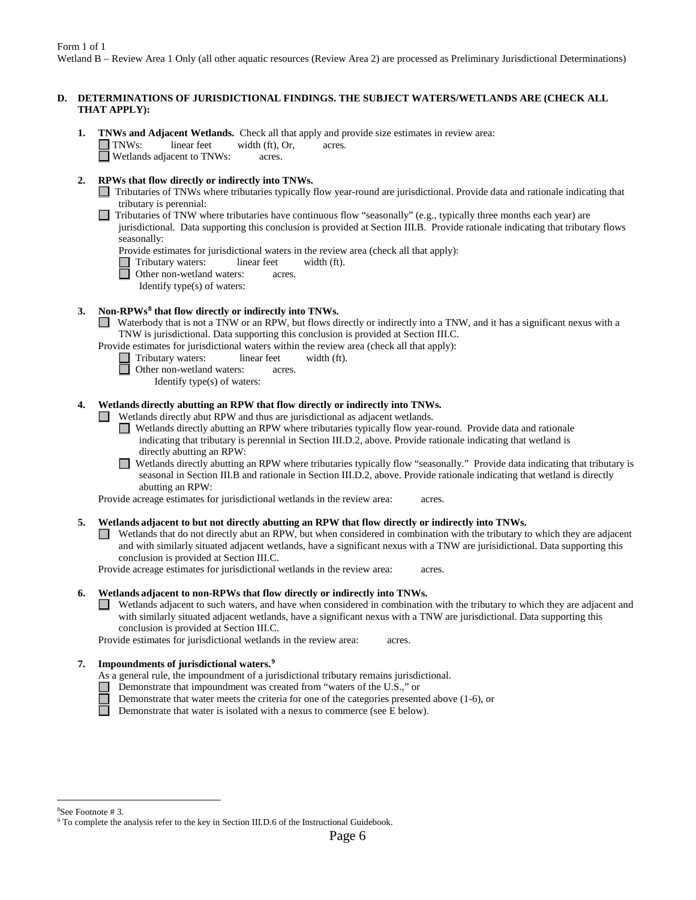Form 1 of 1
Wetland B – Review Area 1 Only (all other aquatic resources (Review Area 2) are processed as Preliminary Jurisdictional Determinations)

**D. DETERMINATIONS OF JURISDICTIONAL FINDINGS. THE SUBJECT WATERS/WETLANDS ARE (CHECK ALL THAT APPLY):**

**1. TNWs and Adjacent Wetlands.** Check all that apply and provide size estimates in review area:

☐ TNWs: linear feet width (ft), Or, acres.
☐ Wetlands adjacent to TNWs: acres.

**2. RPWs that flow directly or indirectly into TNWs.**

☐ Tributaries of TNWs where tributaries typically flow year-round are jurisdictional. Provide data and rationale indicating that tributary is perennial:

☐ Tributaries of TNW where tributaries have continuous flow "seasonally" (e.g., typically three months each year) are jurisdictional. Data supporting this conclusion is provided at Section III.B. Provide rationale indicating that tributary flows seasonally:

Provide estimates for jurisdictional waters in the review area (check all that apply):

☐ Tributary waters: linear feet width (ft).
☐ Other non-wetland waters: acres.
Identify type(s) of waters:

**3. Non-RPWs[8] that flow directly or indirectly into TNWs.**

☐ Waterbody that is not a TNW or an RPW, but flows directly or indirectly into a TNW, and it has a significant nexus with a TNW is jurisdictional. Data supporting this conclusion is provided at Section III.C.

Provide estimates for jurisdictional waters within the review area (check all that apply):

☐ Tributary waters: linear feet width (ft).
☐ Other non-wetland waters: acres.
Identify type(s) of waters:

**4. Wetlands directly abutting an RPW that flow directly or indirectly into TNWs.**

☐ Wetlands directly abut RPW and thus are jurisdictional as adjacent wetlands.

☐ Wetlands directly abutting an RPW where tributaries typically flow year-round. Provide data and rationale indicating that tributary is perennial in Section III.D.2, above. Provide rationale indicating that wetland is directly abutting an RPW:

☐ Wetlands directly abutting an RPW where tributaries typically flow "seasonally." Provide data indicating that tributary is seasonal in Section III.B and rationale in Section III.D.2, above. Provide rationale indicating that wetland is directly abutting an RPW:

Provide acreage estimates for jurisdictional wetlands in the review area: acres.

**5. Wetlands adjacent to but not directly abutting an RPW that flow directly or indirectly into TNWs.**

☐ Wetlands that do not directly abut an RPW, but when considered in combination with the tributary to which they are adjacent and with similarly situated adjacent wetlands, have a significant nexus with a TNW are jurisidictional. Data supporting this conclusion is provided at Section III.C.

Provide acreage estimates for jurisdictional wetlands in the review area: acres.

**6. Wetlands adjacent to non-RPWs that flow directly or indirectly into TNWs.**

☐ Wetlands adjacent to such waters, and have when considered in combination with the tributary to which they are adjacent and with similarly situated adjacent wetlands, have a significant nexus with a TNW are jurisdictional. Data supporting this conclusion is provided at Section III.C.

Provide estimates for jurisdictional wetlands in the review area: acres.

**7. Impoundments of jurisdictional waters.[9]**

As a general rule, the impoundment of a jurisdictional tributary remains jurisdictional.

☐ Demonstrate that impoundment was created from "waters of the U.S.," or
☐ Demonstrate that water meets the criteria for one of the categories presented above (1-6), or
☐ Demonstrate that water is isolated with a nexus to commerce (see E below).

---

[8] See Footnote # 3.
[9] To complete the analysis refer to the key in Section III.D.6 of the Instructional Guidebook.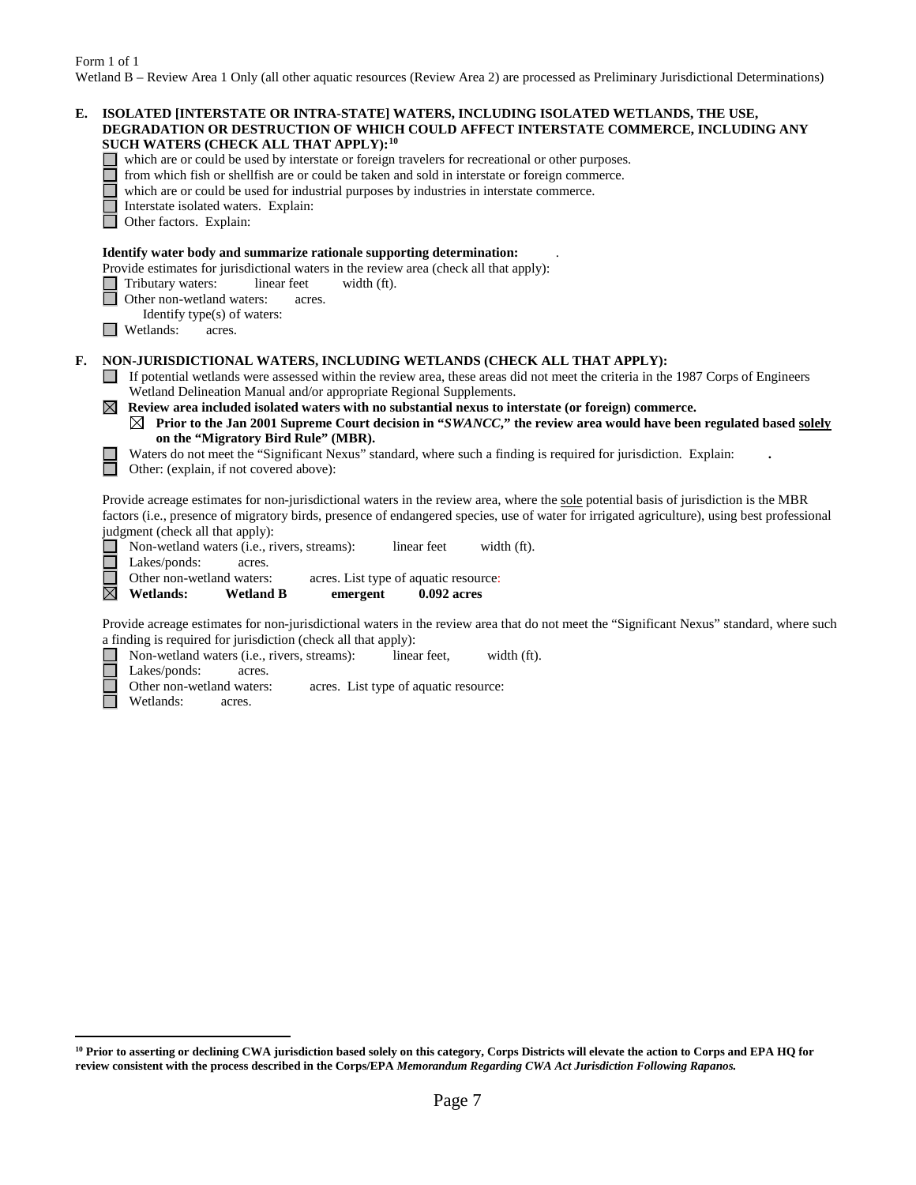Form 1 of 1
Wetland B – Review Area 1 Only (all other aquatic resources (Review Area 2) are processed as Preliminary Jurisdictional Determinations)

**E. ISOLATED [INTERSTATE OR INTRA-STATE] WATERS, INCLUDING ISOLATED WETLANDS, THE USE, DEGRADATION OR DESTRUCTION OF WHICH COULD AFFECT INTERSTATE COMMERCE, INCLUDING ANY SUCH WATERS (CHECK ALL THAT APPLY):[10]**

- ☐ which are or could be used by interstate or foreign travelers for recreational or other purposes.
- ☐ from which fish or shellfish are or could be taken and sold in interstate or foreign commerce.
- ☐ which are or could be used for industrial purposes by industries in interstate commerce.
- ☐ Interstate isolated waters. Explain:
- ☐ Other factors. Explain:

**Identify water body and summarize rationale supporting determination:** .

Provide estimates for jurisdictional waters in the review area (check all that apply):

- ☐ Tributary waters: linear feet width (ft).
- ☐ Other non-wetland waters: acres.
  Identify type(s) of waters:
- ☐ Wetlands: acres.

**F. NON-JURISDICTIONAL WATERS, INCLUDING WETLANDS (CHECK ALL THAT APPLY):**

- ☐ If potential wetlands were assessed within the review area, these areas did not meet the criteria in the 1987 Corps of Engineers Wetland Delineation Manual and/or appropriate Regional Supplements.
- ☒ **Review area included isolated waters with no substantial nexus to interstate (or foreign) commerce.**
  - ☒ **Prior to the Jan 2001 Supreme Court decision in "*SWANCC*," the review area would have been regulated based solely on the "Migratory Bird Rule" (MBR).**
- ☐ Waters do not meet the "Significant Nexus" standard, where such a finding is required for jurisdiction. Explain: **.**
- ☐ Other: (explain, if not covered above):

Provide acreage estimates for non-jurisdictional waters in the review area, where the sole potential basis of jurisdiction is the MBR factors (i.e., presence of migratory birds, presence of endangered species, use of water for irrigated agriculture), using best professional judgment (check all that apply):

- ☐ Non-wetland waters (i.e., rivers, streams): linear feet width (ft).
- ☐ Lakes/ponds: acres.
- ☐ Other non-wetland waters: acres. List type of aquatic resource:
- ☒ **Wetlands: Wetland B emergent 0.092 acres**

Provide acreage estimates for non-jurisdictional waters in the review area that do not meet the "Significant Nexus" standard, where such a finding is required for jurisdiction (check all that apply):

- ☐ Non-wetland waters (i.e., rivers, streams): linear feet, width (ft).
- ☐ Lakes/ponds: acres.
- ☐ Other non-wetland waters: acres. List type of aquatic resource:
- ☐ Wetlands: acres.

---

**[10] Prior to asserting or declining CWA jurisdiction based solely on this category, Corps Districts will elevate the action to Corps and EPA HQ for review consistent with the process described in the Corps/EPA *Memorandum Regarding CWA Act Jurisdiction Following Rapanos.***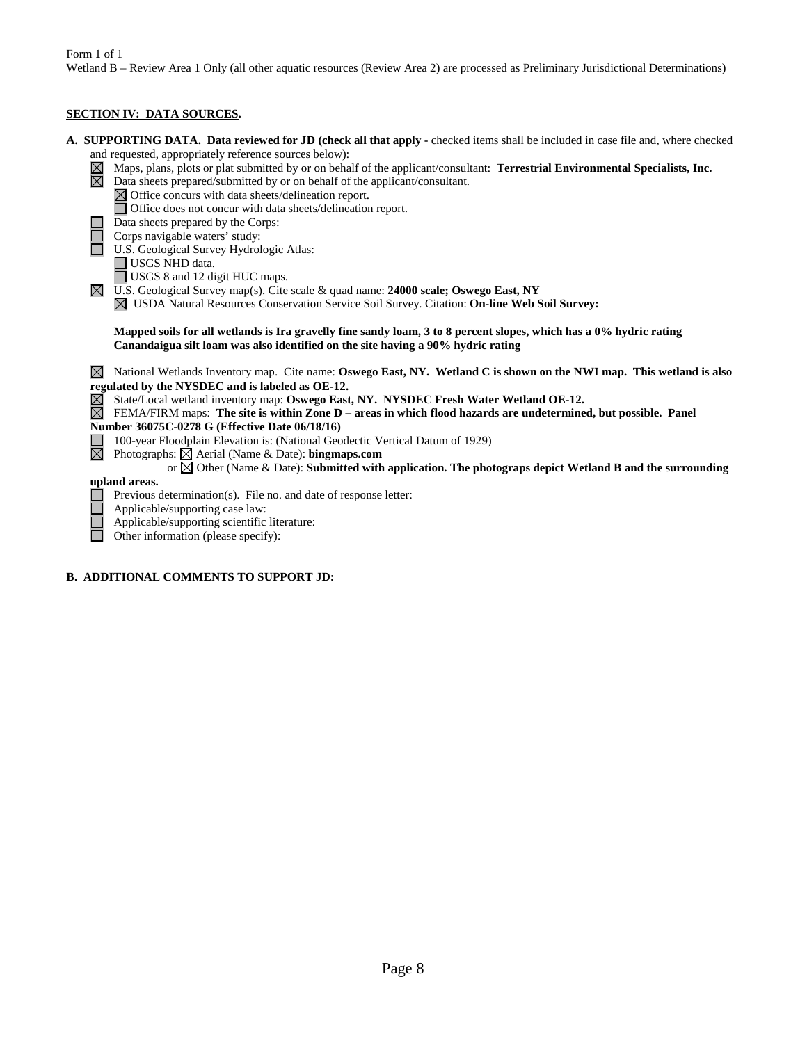Form 1 of 1
Wetland B – Review Area 1 Only (all other aquatic resources (Review Area 2) are processed as Preliminary Jurisdictional Determinations)

**SECTION IV: DATA SOURCES.**

**A. SUPPORTING DATA. Data reviewed for JD (check all that apply -** checked items shall be included in case file and, where checked and requested, appropriately reference sources below):

- ☒ Maps, plans, plots or plat submitted by or on behalf of the applicant/consultant: **Terrestrial Environmental Specialists, Inc.**
- ☒ Data sheets prepared/submitted by or on behalf of the applicant/consultant.
  - ☒ Office concurs with data sheets/delineation report.
  - ☐ Office does not concur with data sheets/delineation report.
- ☐ Data sheets prepared by the Corps:
- ☐ Corps navigable waters' study:
- ☐ U.S. Geological Survey Hydrologic Atlas:
  - ☐ USGS NHD data.
  - ☐ USGS 8 and 12 digit HUC maps.
- ☒ U.S. Geological Survey map(s). Cite scale & quad name: **24000 scale; Oswego East, NY**
  - ☒ USDA Natural Resources Conservation Service Soil Survey. Citation: **On-line Web Soil Survey:**

    **Mapped soils for all wetlands is Ira gravelly fine sandy loam, 3 to 8 percent slopes, which has a 0% hydric rating Canandaigua silt loam was also identified on the site having a 90% hydric rating**

- ☒ National Wetlands Inventory map. Cite name: **Oswego East, NY. Wetland C is shown on the NWI map. This wetland is also regulated by the NYSDEC and is labeled as OE-12.**
- ☒ State/Local wetland inventory map: **Oswego East, NY. NYSDEC Fresh Water Wetland OE-12.**
- ☒ FEMA/FIRM maps: **The site is within Zone D – areas in which flood hazards are undetermined, but possible. Panel Number 36075C-0278 G (Effective Date 06/18/16)**
- ☐ 100-year Floodplain Elevation is: (National Geodectic Vertical Datum of 1929)
- ☒ Photographs: ☒ Aerial (Name & Date): **bingmaps.com**
  or ☒ Other (Name & Date): **Submitted with application. The photograps depict Wetland B and the surrounding upland areas.**
- ☐ Previous determination(s). File no. and date of response letter:
- ☐ Applicable/supporting case law:
- ☐ Applicable/supporting scientific literature:
- ☐ Other information (please specify):

**B. ADDITIONAL COMMENTS TO SUPPORT JD:**